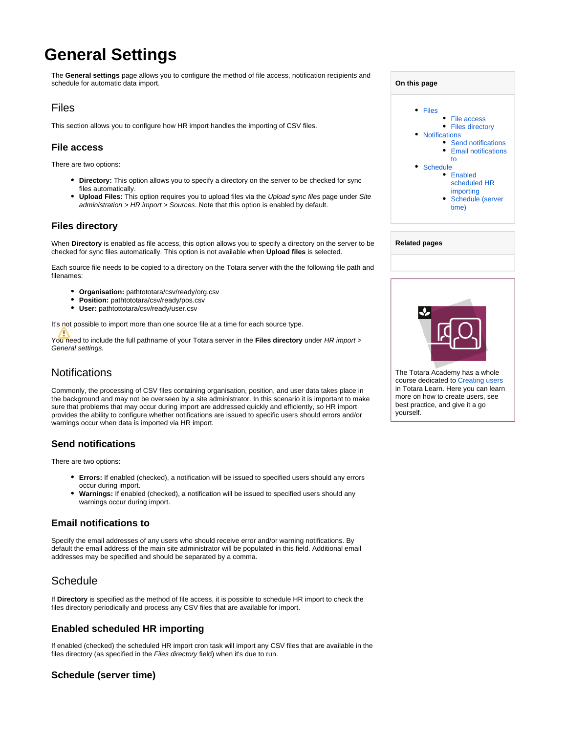# General Settings

The **General settings** page allows you to configure the method of file access, notification recipients and schedule for automatic data import.

## Files

This section allows you to configure how HR import handles the importing of CSV files.

### File access

There are two options:

- **Directory:** This option allows you to specify a directory on the server to be checked for sync files automatically.
- **Upload Files:** This option requires you to upload files via the *Upload sync files* page under *Site administration > HR import > Sources*. Note that this option is enabled by default.

### Files directory

When **Directory** is enabled as file access, this option allows you to specify a directory on the server to be checked for sync files automatically. This option is not available when **Upload files** is selected.

Each source file needs to be copied to a directory on the Totara server with the the following file path and filenames:

- **Organisation:** pathtototara/csv/ready/org.csv
- **Position:** pathtototara/csv/ready/pos.csv
- **User:** pathtottotara/csv/ready/user.csv

It's not possible to import more than one source file at a time for each source type.

You need to include the full pathname of your Totara server in the **Files directory** under *HR import > General settings.*

## Notifications

Commonly, the processing of CSV files containing organisation, position, and user data takes place in the background and may not be overseen by a site administrator. In this scenario it is important to make sure that problems that may occur during import are addressed quickly and efficiently, so HR import provides the ability to configure whether notifications are issued to specific users should errors and/or warnings occur when data is imported via HR import.

### Send notifications

There are two options:

- **Errors:** If enabled (checked), a notification will be issued to specified users should any errors occur during import.
- **Warnings:** If enabled (checked), a notification will be issued to specified users should any warnings occur during import.

### Email notifications to

Specify the email addresses of any users who should receive error and/or warning notifications. By default the email address of the main site administrator will be populated in this field. Additional email addresses may be specified and should be separated by a comma.

## Schedule

If **Directory** is specified as the method of file access, it is possible to schedule HR import to check the files directory periodically and process any CSV files that are available for import.

### Enabled scheduled HR importing

If enabled (checked) the scheduled HR import cron task will import any CSV files that are available in the files directory (as specified in the *Files directory* field) when it's due to run.

### Schedule (server time)

**On this page**

- Files
  - File access
  - Files directory
- Notifications
  - Send notifications
  - Email notifications to
- Schedule
  - Enabled scheduled HR importing
  - Schedule (server time)

**Related pages**

The Totara Academy has a whole course dedicated to Creating users in Totara Learn. Here you can learn more on how to create users, see best practice, and give it a go yourself.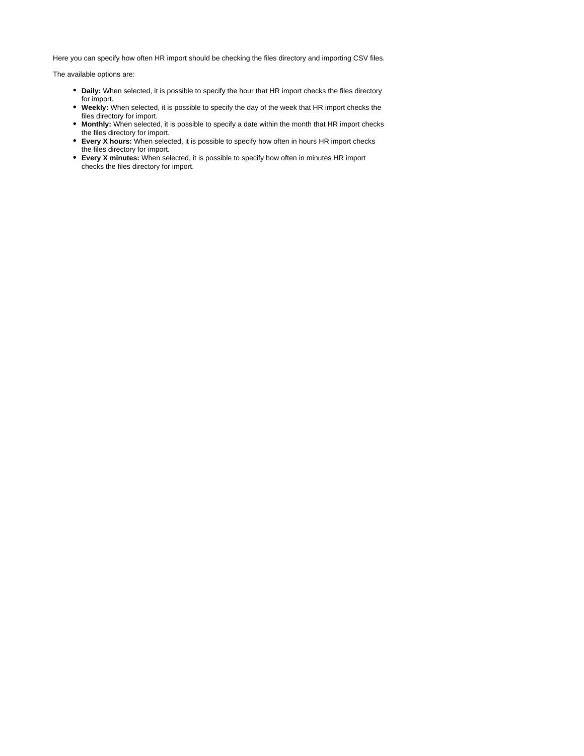Here you can specify how often HR import should be checking the files directory and importing CSV files.

The available options are:

- **Daily:** When selected, it is possible to specify the hour that HR import checks the files directory for import.
- **Weekly:** When selected, it is possible to specify the day of the week that HR import checks the files directory for import.
- **Monthly:** When selected, it is possible to specify a date within the month that HR import checks the files directory for import.
- **Every X hours:** When selected, it is possible to specify how often in hours HR import checks the files directory for import.
- **Every X minutes:** When selected, it is possible to specify how often in minutes HR import checks the files directory for import.